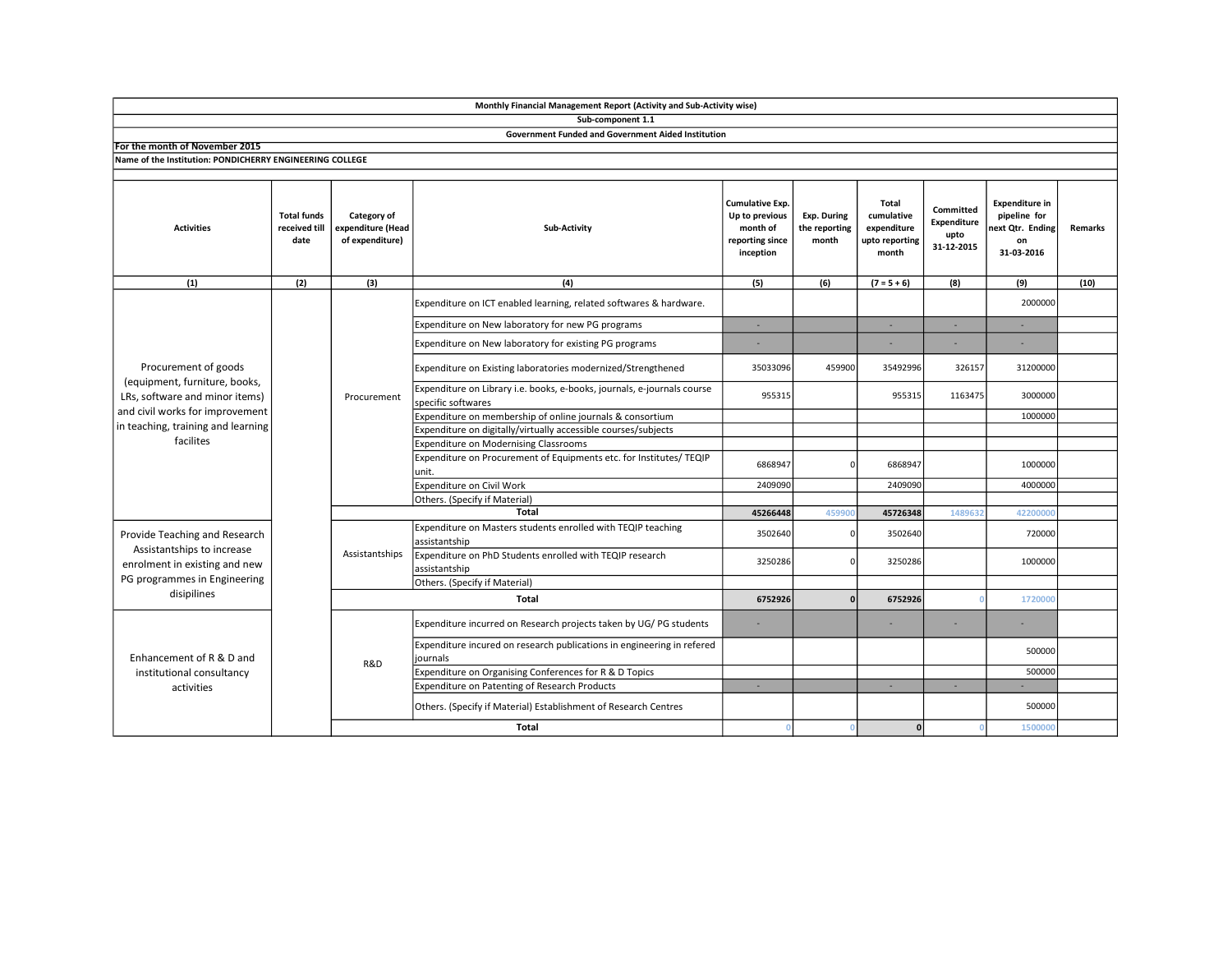**Monthly Financial Management Report (Activity and Sub-Activity wise)**

**Sub-component 1.1**

**Government Funded and Government Aided Institution**

**For the month of November 2015**

**Name of the Institution: PONDICHERRY ENGINEERING COLLEGE**

| Activities | Total funds received till date | Category of expenditure (Head of expenditure) | Sub-Activity | Cumulative Exp. Up to previous month of reporting since inception | Exp. During the reporting month | Total cumulative expenditure upto reporting month | Committed Expenditure upto 31-12-2015 | Expenditure in pipeline for next Qtr. Ending on 31-03-2016 | Remarks |
|---|---|---|---|---|---|---|---|---|---|
| (1) | (2) | (3) | (4) | (5) | (6) | (7 = 5 + 6) | (8) | (9) | (10) |
| Procurement of goods (equipment, furniture, books, LRs, software and minor items) and civil works for improvement in teaching, training and learning facilites | | Procurement | Expenditure on ICT enabled learning, related softwares & hardware. | | | | | 2000000 | |
| | | | Expenditure on New laboratory for new PG programs | - | | - | - | - | |
| | | | Expenditure on New laboratory for existing PG programs | - | | - | - | - | |
| | | | Expenditure on Existing laboratories modernized/Strengthened | 35033096 | 459900 | 35492996 | 326157 | 31200000 | |
| | | | Expenditure on Library i.e. books, e-books, journals, e-journals course specific softwares | 955315 | | 955315 | 1163475 | 3000000 | |
| | | | Expenditure on membership of online journals & consortium | | | | | 1000000 | |
| | | | Expenditure on digitally/virtually accessible courses/subjects | | | | | | |
| | | | Expenditure on Modernising Classrooms | | | | | | |
| | | | Expenditure on Procurement of Equipments etc. for Institutes/ TEQIP unit. | 6868947 | 0 | 6868947 | | 1000000 | |
| | | | Expenditure on Civil Work | 2409090 | | 2409090 | | 4000000 | |
| | | | Others. (Specify if Material) | | | | | | |
| | | **Total** | | **45266448** | 459900 | **45726348** | 1489632 | 42200000 | |
| Provide Teaching and Research Assistantships to increase enrolment in existing and new PG programmes in Engineering disipilines | | Assistantships | Expenditure on Masters students enrolled with TEQIP teaching assistantship | 3502640 | 0 | 3502640 | | 720000 | |
| | | | Expenditure on PhD Students enrolled with TEQIP research assistantship | 3250286 | 0 | 3250286 | | 1000000 | |
| | | | Others. (Specify if Material) | | | | | | |
| | | **Total** | | **6752926** | **0** | **6752926** | 0 | 1720000 | |
| Enhancement of R & D and institutional consultancy activities | | R&D | Expenditure incurred on Research projects taken by UG/ PG students | - | | - | - | - | |
| | | | Expenditure incured on research publications in engineering in refered journals | | | | | 500000 | |
| | | | Expenditure on Organising Conferences for R & D Topics | | | | | 500000 | |
| | | | Expenditure on Patenting of Research Products | - | | - | - | - | |
| | | | Others. (Specify if Material) Establishment of Research Centres | | | | | 500000 | |
| | | **Total** | | 0 | 0 | **0** | 0 | 1500000 | |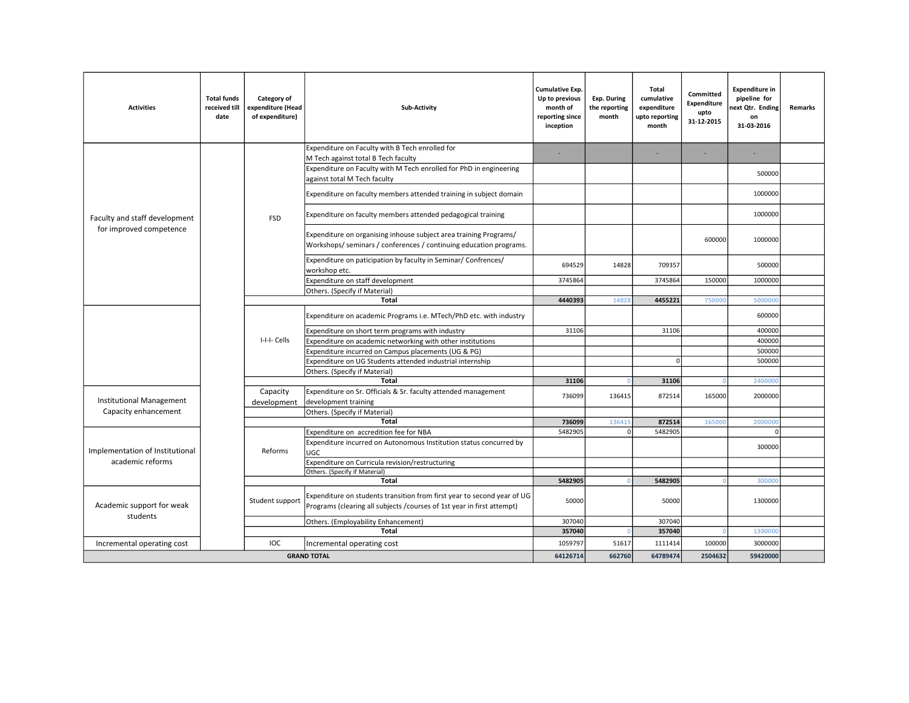| Activities | Total funds received till date | Category of expenditure (Head of expenditure) | Sub-Activity | Cumulative Exp. Up to previous month of reporting since inception | Exp. During the reporting month | Total cumulative expenditure upto reporting month | Committed Expenditure upto 31-12-2015 | Expenditure in pipeline for next Qtr. Ending on 31-03-2016 | Remarks |
|---|---|---|---|---|---|---|---|---|---|
| Faculty and staff development for improved competence | | FSD | Expenditure on Faculty with B Tech enrolled for M Tech against total B Tech faculty | - | | - | - | - | |
| | | | Expenditure on Faculty with M Tech enrolled for PhD in engineering against total M Tech faculty | | | | | 500000 | |
| | | | Expenditure on faculty members attended training in subject domain | | | | | 1000000 | |
| | | | Expenditure on faculty members attended pedagogical training | | | | | 1000000 | |
| | | | Expenditure on organising inhouse subject area training Programs/ Workshops/ seminars / conferences / continuing education programs. | | | | 600000 | 1000000 | |
| | | | Expenditure on paticipation by faculty in Seminar/ Confrences/ workshop etc. | 694529 | 14828 | 709357 | | 500000 | |
| | | | Expenditure on staff development | 3745864 | | 3745864 | 150000 | 1000000 | |
| | | | Others. (Specify if Material) | | | | | | |
| | | | **Total** | **4440393** | 14828 | **4455221** | 750000 | 5000000 | |
| | | I-I-I- Cells | Expenditure on academic Programs i.e. MTech/PhD etc. with industry | | | | | 600000 | |
| | | | Expenditure on short term programs with industry | 31106 | | 31106 | | 400000 | |
| | | | Expenditure on academic networking with other institutions | | | | | 400000 | |
| | | | Expenditure incurred on Campus placements (UG & PG) | | | | | 500000 | |
| | | | Expenditure on UG Students attended industrial internship | | | 0 | | 500000 | |
| | | | Others. (Specify if Material) | | | | | | |
| | | | **Total** | **31106** | 0 | **31106** | 0 | 2400000 | |
| Institutional Management Capacity enhancement | | Capacity development | Expenditure on Sr. Officials & Sr. faculty attended management development training | 736099 | 136415 | 872514 | 165000 | 2000000 | |
| | | | Others. (Specify if Material) | | | | | | |
| | | | **Total** | **736099** | 136415 | **872514** | 165000 | 2000000 | |
| Implementation of Institutional academic reforms | | Reforms | Expenditure on accredition fee for NBA | 5482905 | 0 | 5482905 | | 0 | |
| | | | Expenditure incurred on Autonomous Institution status concurred by UGC | | | | | 300000 | |
| | | | Expenditure on Curricula revision/restructuring | | | | | | |
| | | | Others. (Specify if Material) | | | | | | |
| | | | **Total** | **5482905** | 0 | **5482905** | 0 | 300000 | |
| Academic support for weak students | | Student support | Expenditure on students transition from first year to second year of UG Programs (clearing all subjects /courses of 1st year in first attempt) | 50000 | | 50000 | | 1300000 | |
| | | | Others. (Employability Enhancement) | 307040 | | 307040 | | | |
| | | | **Total** | **357040** | 0 | **357040** | 0 | 1300000 | |
| Incremental operating cost | | IOC | Incremental operating cost | 1059797 | 51617 | 1111414 | 100000 | 3000000 | |
| **GRAND TOTAL** | | | | **64126714** | **662760** | **64789474** | **2504632** | **59420000** | |